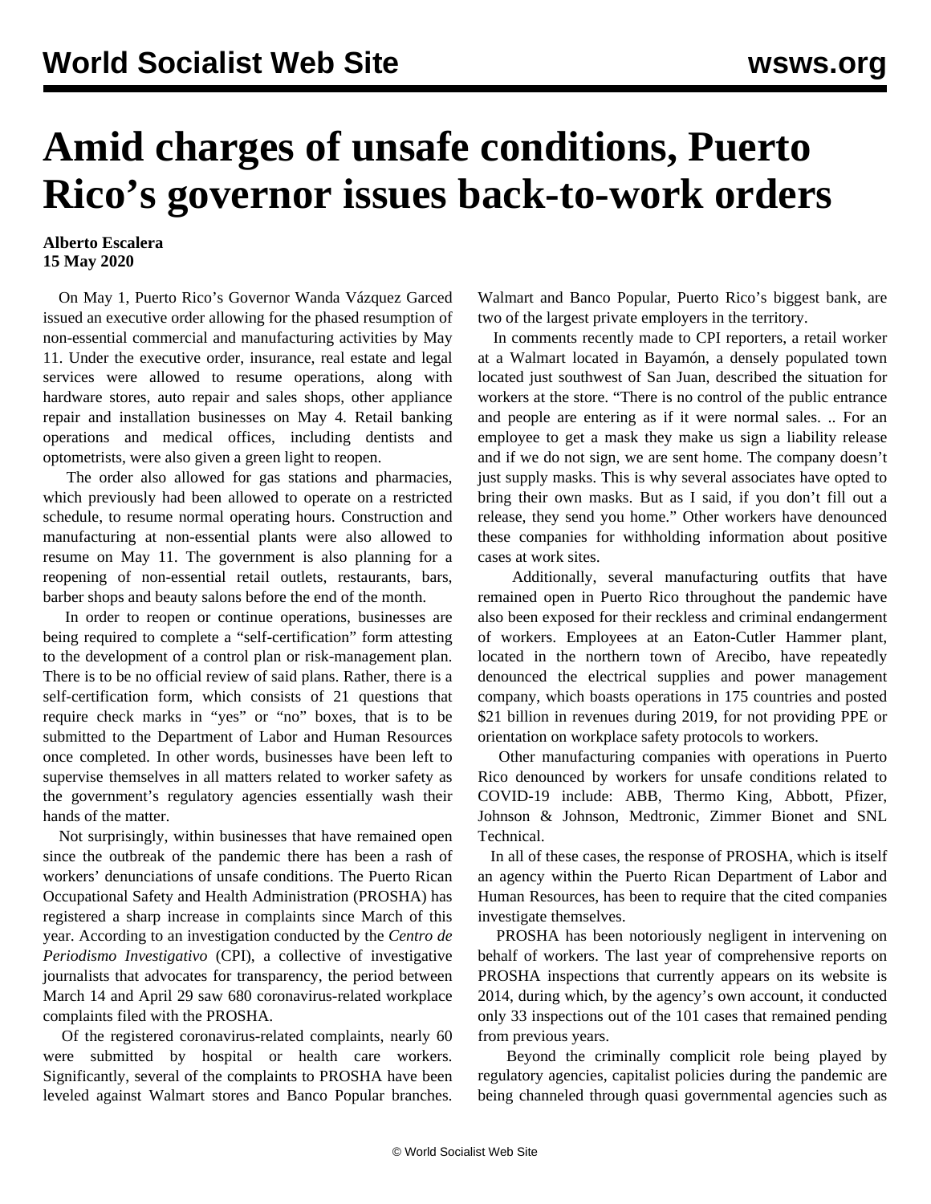# Amid charges of unsafe conditions, Puerto Rico's governor issues back-to-work orders

**Alberto Escalera**
**15 May 2020**

On May 1, Puerto Rico's Governor Wanda Vázquez Garced issued an executive order allowing for the phased resumption of non-essential commercial and manufacturing activities by May 11. Under the executive order, insurance, real estate and legal services were allowed to resume operations, along with hardware stores, auto repair and sales shops, other appliance repair and installation businesses on May 4. Retail banking operations and medical offices, including dentists and optometrists, were also given a green light to reopen.

The order also allowed for gas stations and pharmacies, which previously had been allowed to operate on a restricted schedule, to resume normal operating hours. Construction and manufacturing at non-essential plants were also allowed to resume on May 11. The government is also planning for a reopening of non-essential retail outlets, restaurants, bars, barber shops and beauty salons before the end of the month.

In order to reopen or continue operations, businesses are being required to complete a "self-certification" form attesting to the development of a control plan or risk-management plan. There is to be no official review of said plans. Rather, there is a self-certification form, which consists of 21 questions that require check marks in "yes" or "no" boxes, that is to be submitted to the Department of Labor and Human Resources once completed. In other words, businesses have been left to supervise themselves in all matters related to worker safety as the government's regulatory agencies essentially wash their hands of the matter.

Not surprisingly, within businesses that have remained open since the outbreak of the pandemic there has been a rash of workers' denunciations of unsafe conditions. The Puerto Rican Occupational Safety and Health Administration (PROSHA) has registered a sharp increase in complaints since March of this year. According to an investigation conducted by the *Centro de Periodismo Investigativo* (CPI), a collective of investigative journalists that advocates for transparency, the period between March 14 and April 29 saw 680 coronavirus-related workplace complaints filed with the PROSHA.

Of the registered coronavirus-related complaints, nearly 60 were submitted by hospital or health care workers. Significantly, several of the complaints to PROSHA have been leveled against Walmart stores and Banco Popular branches. Walmart and Banco Popular, Puerto Rico's biggest bank, are two of the largest private employers in the territory.

In comments recently made to CPI reporters, a retail worker at a Walmart located in Bayamón, a densely populated town located just southwest of San Juan, described the situation for workers at the store. "There is no control of the public entrance and people are entering as if it were normal sales. .. For an employee to get a mask they make us sign a liability release and if we do not sign, we are sent home. The company doesn't just supply masks. This is why several associates have opted to bring their own masks. But as I said, if you don't fill out a release, they send you home." Other workers have denounced these companies for withholding information about positive cases at work sites.

Additionally, several manufacturing outfits that have remained open in Puerto Rico throughout the pandemic have also been exposed for their reckless and criminal endangerment of workers. Employees at an Eaton-Cutler Hammer plant, located in the northern town of Arecibo, have repeatedly denounced the electrical supplies and power management company, which boasts operations in 175 countries and posted $21 billion in revenues during 2019, for not providing PPE or orientation on workplace safety protocols to workers.

Other manufacturing companies with operations in Puerto Rico denounced by workers for unsafe conditions related to COVID-19 include: ABB, Thermo King, Abbott, Pfizer, Johnson & Johnson, Medtronic, Zimmer Bionet and SNL Technical.

In all of these cases, the response of PROSHA, which is itself an agency within the Puerto Rican Department of Labor and Human Resources, has been to require that the cited companies investigate themselves.

PROSHA has been notoriously negligent in intervening on behalf of workers. The last year of comprehensive reports on PROSHA inspections that currently appears on its website is 2014, during which, by the agency's own account, it conducted only 33 inspections out of the 101 cases that remained pending from previous years.

Beyond the criminally complicit role being played by regulatory agencies, capitalist policies during the pandemic are being channeled through quasi governmental agencies such as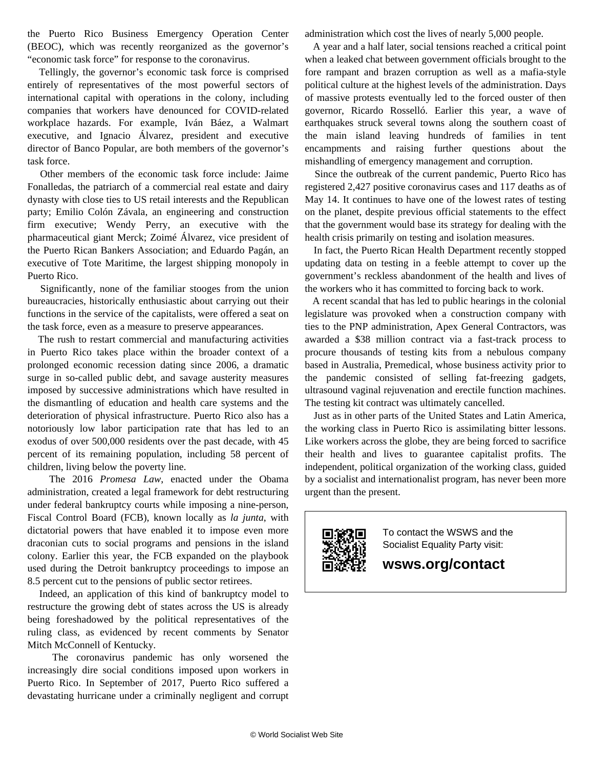the Puerto Rico Business Emergency Operation Center (BEOC), which was recently reorganized as the governor's "economic task force" for response to the coronavirus.

Tellingly, the governor's economic task force is comprised entirely of representatives of the most powerful sectors of international capital with operations in the colony, including companies that workers have denounced for COVID-related workplace hazards. For example, Iván Báez, a Walmart executive, and Ignacio Álvarez, president and executive director of Banco Popular, are both members of the governor's task force.

Other members of the economic task force include: Jaime Fonalledas, the patriarch of a commercial real estate and dairy dynasty with close ties to US retail interests and the Republican party; Emilio Colón Závala, an engineering and construction firm executive; Wendy Perry, an executive with the pharmaceutical giant Merck; Zoimé Álvarez, vice president of the Puerto Rican Bankers Association; and Eduardo Pagán, an executive of Tote Maritime, the largest shipping monopoly in Puerto Rico.

Significantly, none of the familiar stooges from the union bureaucracies, historically enthusiastic about carrying out their functions in the service of the capitalists, were offered a seat on the task force, even as a measure to preserve appearances.

The rush to restart commercial and manufacturing activities in Puerto Rico takes place within the broader context of a prolonged economic recession dating since 2006, a dramatic surge in so-called public debt, and savage austerity measures imposed by successive administrations which have resulted in the dismantling of education and health care systems and the deterioration of physical infrastructure. Puerto Rico also has a notoriously low labor participation rate that has led to an exodus of over 500,000 residents over the past decade, with 45 percent of its remaining population, including 58 percent of children, living below the poverty line.

The 2016 *Promesa Law*, enacted under the Obama administration, created a legal framework for debt restructuring under federal bankruptcy courts while imposing a nine-person, Fiscal Control Board (FCB), known locally as *la junta*, with dictatorial powers that have enabled it to impose even more draconian cuts to social programs and pensions in the island colony. Earlier this year, the FCB expanded on the playbook used during the Detroit bankruptcy proceedings to impose an 8.5 percent cut to the pensions of public sector retirees.

Indeed, an application of this kind of bankruptcy model to restructure the growing debt of states across the US is already being foreshadowed by the political representatives of the ruling class, as evidenced by recent comments by Senator Mitch McConnell of Kentucky.

The coronavirus pandemic has only worsened the increasingly dire social conditions imposed upon workers in Puerto Rico. In September of 2017, Puerto Rico suffered a devastating hurricane under a criminally negligent and corrupt administration which cost the lives of nearly 5,000 people.

A year and a half later, social tensions reached a critical point when a leaked chat between government officials brought to the fore rampant and brazen corruption as well as a mafia-style political culture at the highest levels of the administration. Days of massive protests eventually led to the forced ouster of then governor, Ricardo Rosselló. Earlier this year, a wave of earthquakes struck several towns along the southern coast of the main island leaving hundreds of families in tent encampments and raising further questions about the mishandling of emergency management and corruption.

Since the outbreak of the current pandemic, Puerto Rico has registered 2,427 positive coronavirus cases and 117 deaths as of May 14. It continues to have one of the lowest rates of testing on the planet, despite previous official statements to the effect that the government would base its strategy for dealing with the health crisis primarily on testing and isolation measures.

In fact, the Puerto Rican Health Department recently stopped updating data on testing in a feeble attempt to cover up the government's reckless abandonment of the health and lives of the workers who it has committed to forcing back to work.

A recent scandal that has led to public hearings in the colonial legislature was provoked when a construction company with ties to the PNP administration, Apex General Contractors, was awarded a $38 million contract via a fast-track process to procure thousands of testing kits from a nebulous company based in Australia, Premedical, whose business activity prior to the pandemic consisted of selling fat-freezing gadgets, ultrasound vaginal rejuvenation and erectile function machines. The testing kit contract was ultimately cancelled.

Just as in other parts of the United States and Latin America, the working class in Puerto Rico is assimilating bitter lessons. Like workers across the globe, they are being forced to sacrifice their health and lives to guarantee capitalist profits. The independent, political organization of the working class, guided by a socialist and internationalist program, has never been more urgent than the present.

To contact the WSWS and the Socialist Equality Party visit:

**wsws.org/contact**